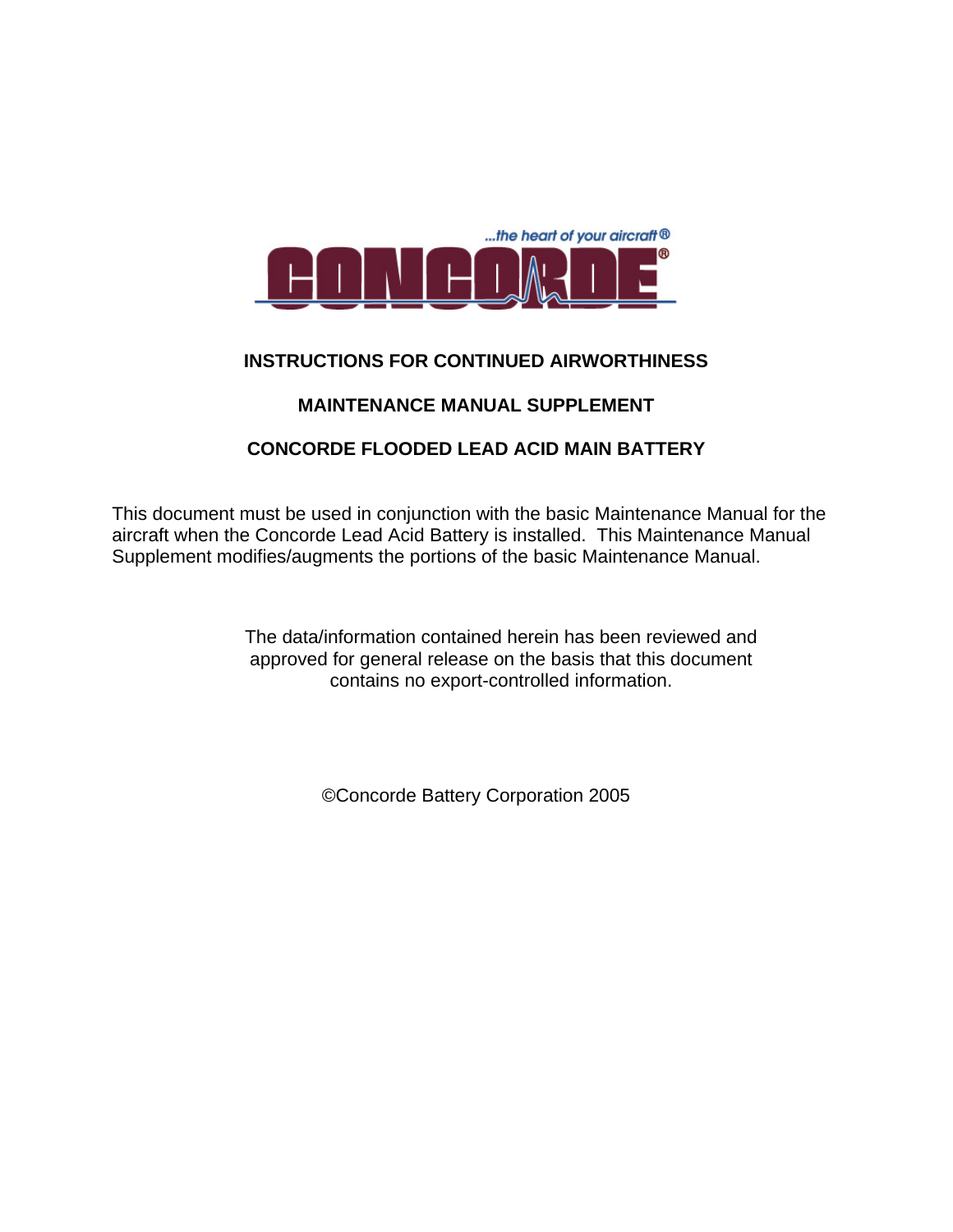...the heart of your aircraft®

CONCORDE®

# INSTRUCTIONS FOR CONTINUED AIRWORTHINESS

## MAINTENANCE MANUAL SUPPLEMENT

## CONCORDE FLOODED LEAD ACID MAIN BATTERY

This document must be used in conjunction with the basic Maintenance Manual for the aircraft when the Concorde Lead Acid Battery is installed. This Maintenance Manual Supplement modifies/augments the portions of the basic Maintenance Manual.

The data/information contained herein has been reviewed and approved for general release on the basis that this document contains no export-controlled information.

©Concorde Battery Corporation 2005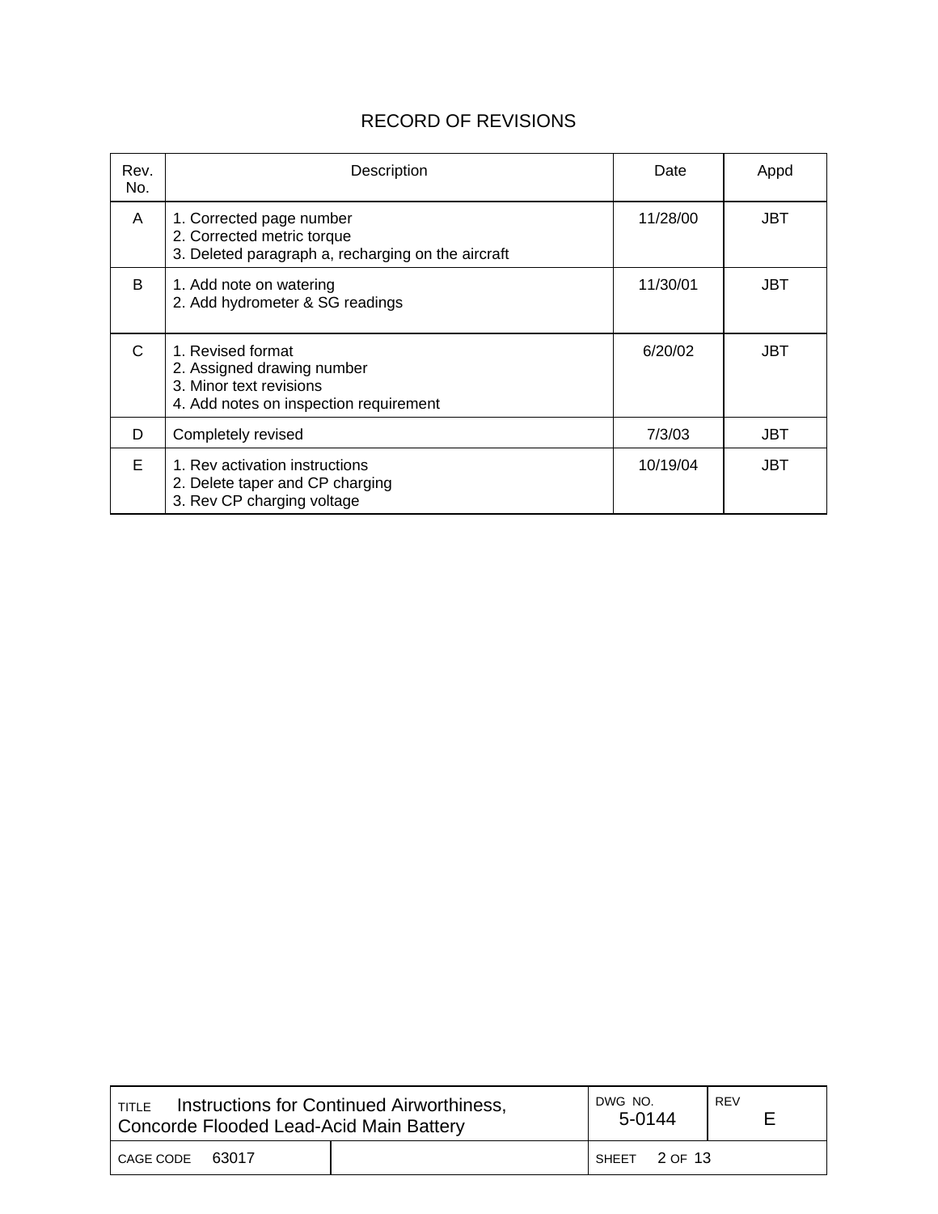# RECORD OF REVISIONS

| Rev. No. | Description | Date | Appd |
|---|---|---|---|
| A | 1. Corrected page number<br>2. Corrected metric torque<br>3. Deleted paragraph a, recharging on the aircraft | 11/28/00 | JBT |
| B | 1. Add note on watering<br>2. Add hydrometer & SG readings | 11/30/01 | JBT |
| C | 1. Revised format<br>2. Assigned drawing number<br>3. Minor text revisions<br>4. Add notes on inspection requirement | 6/20/02 | JBT |
| D | Completely revised | 7/3/03 | JBT |
| E | 1. Rev activation instructions<br>2. Delete taper and CP charging<br>3. Rev CP charging voltage | 10/19/04 | JBT |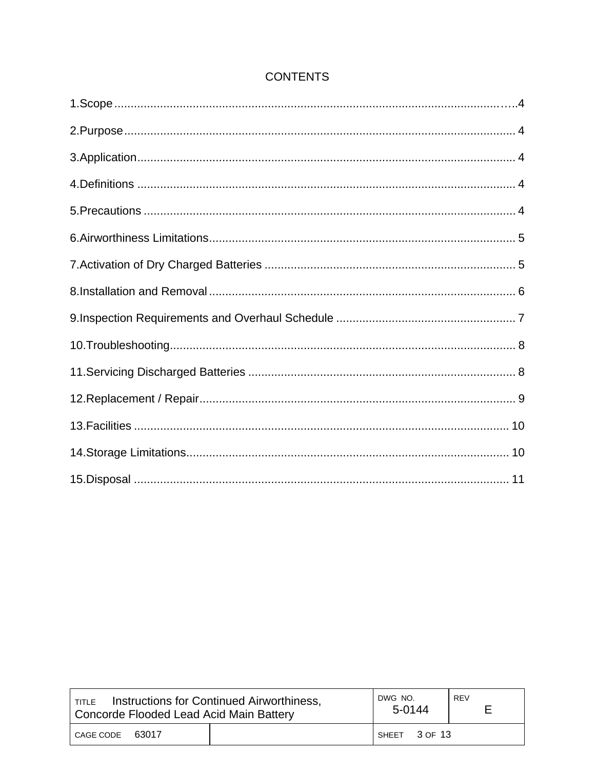# CONTENTS

1.Scope..........................................................................................................4

2.Purpose........................................................................................................ 4

3.Application.................................................................................................... 4

4.Definitions .................................................................................................... 4

5.Precautions .................................................................................................. 4

6.Airworthiness Limitations............................................................................. 5

7.Activation of Dry Charged Batteries ............................................................ 5

8.Installation and Removal.............................................................................. 6

9.Inspection Requirements and Overhaul Schedule ....................................... 7

10.Troubleshooting.......................................................................................... 8

11.Servicing Discharged Batteries .................................................................. 8

12.Replacement / Repair................................................................................. 9

13.Facilities .................................................................................................... 10

14.Storage Limitations................................................................................... 10

15.Disposal .................................................................................................... 11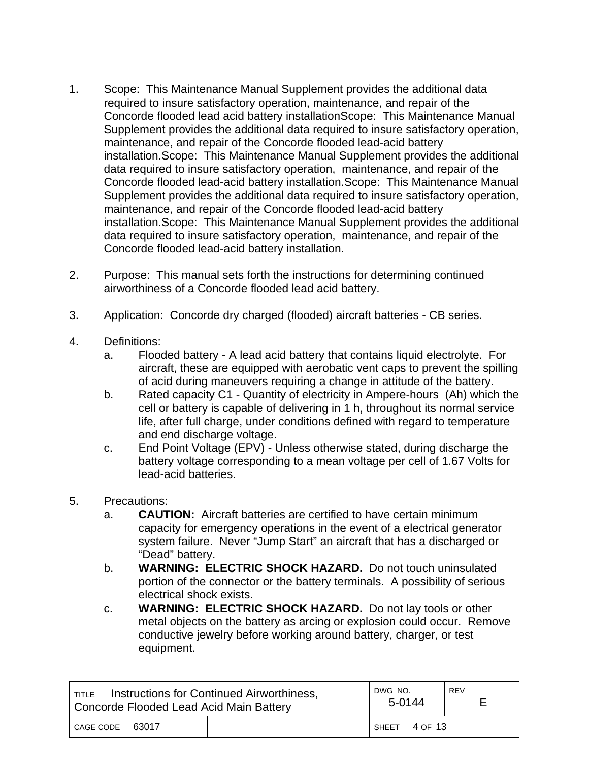1. Scope: This Maintenance Manual Supplement provides the additional data required to insure satisfactory operation, maintenance, and repair of the Concorde flooded lead acid battery installationScope: This Maintenance Manual Supplement provides the additional data required to insure satisfactory operation, maintenance, and repair of the Concorde flooded lead-acid battery installation.Scope: This Maintenance Manual Supplement provides the additional data required to insure satisfactory operation, maintenance, and repair of the Concorde flooded lead-acid battery installation.Scope: This Maintenance Manual Supplement provides the additional data required to insure satisfactory operation, maintenance, and repair of the Concorde flooded lead-acid battery installation.Scope: This Maintenance Manual Supplement provides the additional data required to insure satisfactory operation, maintenance, and repair of the Concorde flooded lead-acid battery installation.

2. Purpose: This manual sets forth the instructions for determining continued airworthiness of a Concorde flooded lead acid battery.

3. Application: Concorde dry charged (flooded) aircraft batteries - CB series.

4. Definitions:
   a. Flooded battery - A lead acid battery that contains liquid electrolyte. For aircraft, these are equipped with aerobatic vent caps to prevent the spilling of acid during maneuvers requiring a change in attitude of the battery.
   b. Rated capacity C1 - Quantity of electricity in Ampere-hours (Ah) which the cell or battery is capable of delivering in 1 h, throughout its normal service life, after full charge, under conditions defined with regard to temperature and end discharge voltage.
   c. End Point Voltage (EPV) - Unless otherwise stated, during discharge the battery voltage corresponding to a mean voltage per cell of 1.67 Volts for lead-acid batteries.

5. Precautions:
   a. **CAUTION:** Aircraft batteries are certified to have certain minimum capacity for emergency operations in the event of a electrical generator system failure. Never “Jump Start” an aircraft that has a discharged or “Dead” battery.
   b. **WARNING: ELECTRIC SHOCK HAZARD.** Do not touch uninsulated portion of the connector or the battery terminals. A possibility of serious electrical shock exists.
   c. **WARNING: ELECTRIC SHOCK HAZARD.** Do not lay tools or other metal objects on the battery as arcing or explosion could occur. Remove conductive jewelry before working around battery, charger, or test equipment.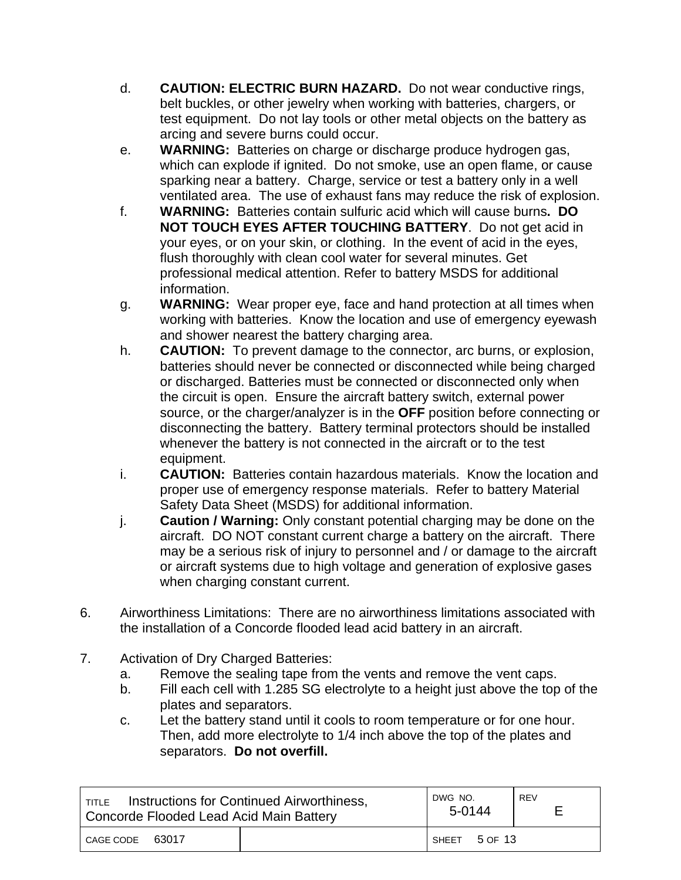d. **CAUTION: ELECTRIC BURN HAZARD.** Do not wear conductive rings, belt buckles, or other jewelry when working with batteries, chargers, or test equipment. Do not lay tools or other metal objects on the battery as arcing and severe burns could occur.

e. **WARNING:** Batteries on charge or discharge produce hydrogen gas, which can explode if ignited. Do not smoke, use an open flame, or cause sparking near a battery. Charge, service or test a battery only in a well ventilated area. The use of exhaust fans may reduce the risk of explosion.

f. **WARNING:** Batteries contain sulfuric acid which will cause burns**. DO NOT TOUCH EYES AFTER TOUCHING BATTERY**. Do not get acid in your eyes, or on your skin, or clothing. In the event of acid in the eyes, flush thoroughly with clean cool water for several minutes. Get professional medical attention. Refer to battery MSDS for additional information.

g. **WARNING:** Wear proper eye, face and hand protection at all times when working with batteries. Know the location and use of emergency eyewash and shower nearest the battery charging area.

h. **CAUTION:** To prevent damage to the connector, arc burns, or explosion, batteries should never be connected or disconnected while being charged or discharged. Batteries must be connected or disconnected only when the circuit is open. Ensure the aircraft battery switch, external power source, or the charger/analyzer is in the **OFF** position before connecting or disconnecting the battery. Battery terminal protectors should be installed whenever the battery is not connected in the aircraft or to the test equipment.

i. **CAUTION:** Batteries contain hazardous materials. Know the location and proper use of emergency response materials. Refer to battery Material Safety Data Sheet (MSDS) for additional information.

j. **Caution / Warning:** Only constant potential charging may be done on the aircraft. DO NOT constant current charge a battery on the aircraft. There may be a serious risk of injury to personnel and / or damage to the aircraft or aircraft systems due to high voltage and generation of explosive gases when charging constant current.

6. Airworthiness Limitations: There are no airworthiness limitations associated with the installation of a Concorde flooded lead acid battery in an aircraft.

7. Activation of Dry Charged Batteries:
   a. Remove the sealing tape from the vents and remove the vent caps.
   b. Fill each cell with 1.285 SG electrolyte to a height just above the top of the plates and separators.
   c. Let the battery stand until it cools to room temperature or for one hour. Then, add more electrolyte to 1/4 inch above the top of the plates and separators. **Do not overfill.**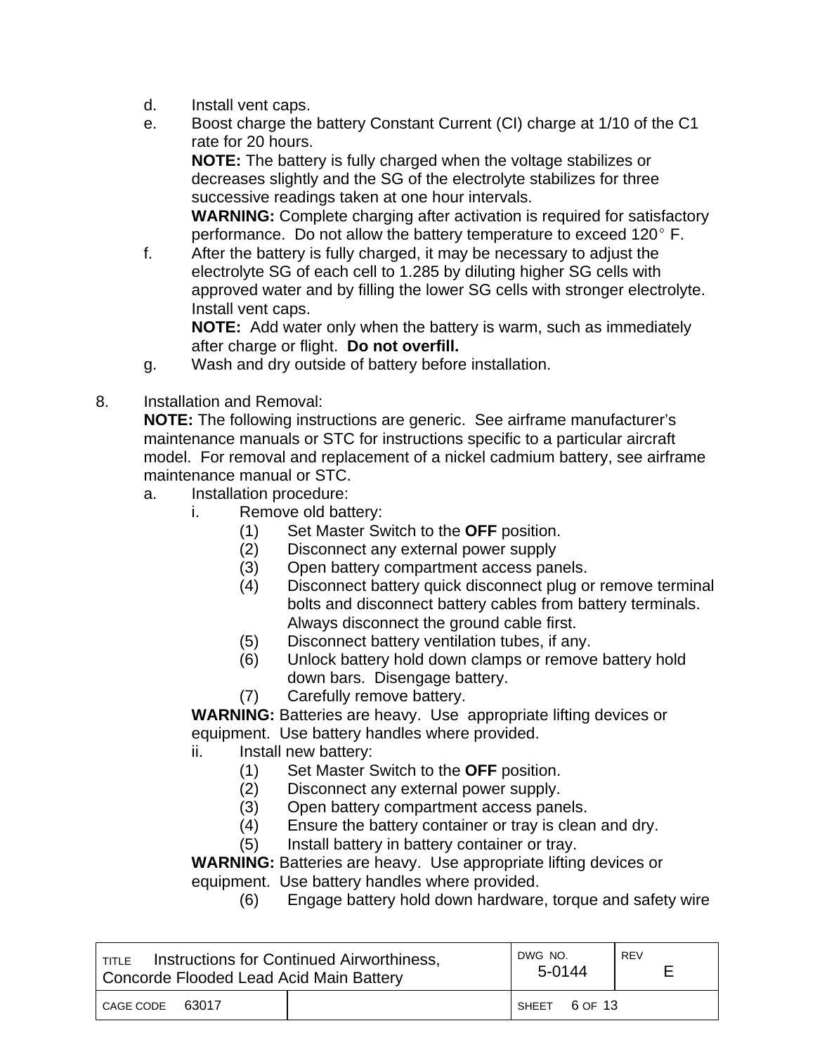d. Install vent caps.

e. Boost charge the battery Constant Current (CI) charge at 1/10 of the C1 rate for 20 hours.

   **NOTE:** The battery is fully charged when the voltage stabilizes or decreases slightly and the SG of the electrolyte stabilizes for three successive readings taken at one hour intervals.

   **WARNING:** Complete charging after activation is required for satisfactory performance. Do not allow the battery temperature to exceed 120° F.

f. After the battery is fully charged, it may be necessary to adjust the electrolyte SG of each cell to 1.285 by diluting higher SG cells with approved water and by filling the lower SG cells with stronger electrolyte. Install vent caps.

   **NOTE:** Add water only when the battery is warm, such as immediately after charge or flight. **Do not overfill.**

g. Wash and dry outside of battery before installation.

8. Installation and Removal:

   **NOTE:** The following instructions are generic. See airframe manufacturer's maintenance manuals or STC for instructions specific to a particular aircraft model. For removal and replacement of a nickel cadmium battery, see airframe maintenance manual or STC.

   a. Installation procedure:

      i. Remove old battery:

         (1) Set Master Switch to the **OFF** position.

         (2) Disconnect any external power supply

         (3) Open battery compartment access panels.

         (4) Disconnect battery quick disconnect plug or remove terminal bolts and disconnect battery cables from battery terminals. Always disconnect the ground cable first.

         (5) Disconnect battery ventilation tubes, if any.

         (6) Unlock battery hold down clamps or remove battery hold down bars. Disengage battery.

         (7) Carefully remove battery.

      **WARNING:** Batteries are heavy. Use appropriate lifting devices or equipment. Use battery handles where provided.

      ii. Install new battery:

         (1) Set Master Switch to the **OFF** position.

         (2) Disconnect any external power supply.

         (3) Open battery compartment access panels.

         (4) Ensure the battery container or tray is clean and dry.

         (5) Install battery in battery container or tray.

      **WARNING:** Batteries are heavy. Use appropriate lifting devices or equipment. Use battery handles where provided.

         (6) Engage battery hold down hardware, torque and safety wire

| TITLE Instructions for Continued Airworthiness, Concorde Flooded Lead Acid Main Battery | | DWG NO. 5-0144 | REV E |
|---|---|---|---|
| CAGE CODE 63017 | | SHEET 6 OF 13 | |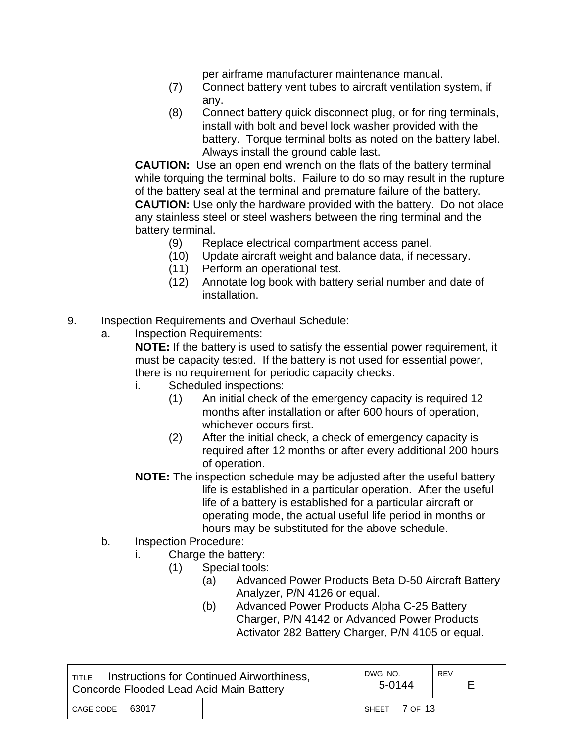per airframe manufacturer maintenance manual.

(7) Connect battery vent tubes to aircraft ventilation system, if any.

(8) Connect battery quick disconnect plug, or for ring terminals, install with bolt and bevel lock washer provided with the battery. Torque terminal bolts as noted on the battery label. Always install the ground cable last.

**CAUTION:** Use an open end wrench on the flats of the battery terminal while torquing the terminal bolts. Failure to do so may result in the rupture of the battery seal at the terminal and premature failure of the battery.

**CAUTION:** Use only the hardware provided with the battery. Do not place any stainless steel or steel washers between the ring terminal and the battery terminal.

(9) Replace electrical compartment access panel.

(10) Update aircraft weight and balance data, if necessary.

(11) Perform an operational test.

(12) Annotate log book with battery serial number and date of installation.

9. Inspection Requirements and Overhaul Schedule:

a. Inspection Requirements:

**NOTE:** If the battery is used to satisfy the essential power requirement, it must be capacity tested. If the battery is not used for essential power, there is no requirement for periodic capacity checks.

i. Scheduled inspections:

(1) An initial check of the emergency capacity is required 12 months after installation or after 600 hours of operation, whichever occurs first.

(2) After the initial check, a check of emergency capacity is required after 12 months or after every additional 200 hours of operation.

**NOTE:** The inspection schedule may be adjusted after the useful battery life is established in a particular operation. After the useful life of a battery is established for a particular aircraft or operating mode, the actual useful life period in months or hours may be substituted for the above schedule.

b. Inspection Procedure:

i. Charge the battery:

(1) Special tools:

(a) Advanced Power Products Beta D-50 Aircraft Battery Analyzer, P/N 4126 or equal.

(b) Advanced Power Products Alpha C-25 Battery Charger, P/N 4142 or Advanced Power Products Activator 282 Battery Charger, P/N 4105 or equal.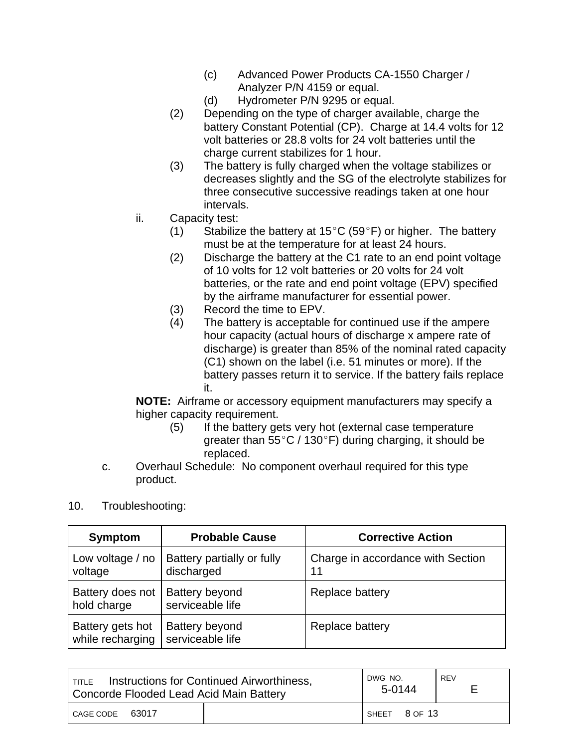(c) Advanced Power Products CA-1550 Charger / Analyzer P/N 4159 or equal.

(d) Hydrometer P/N 9295 or equal.

(2) Depending on the type of charger available, charge the battery Constant Potential (CP). Charge at 14.4 volts for 12 volt batteries or 28.8 volts for 24 volt batteries until the charge current stabilizes for 1 hour.

(3) The battery is fully charged when the voltage stabilizes or decreases slightly and the SG of the electrolyte stabilizes for three consecutive successive readings taken at one hour intervals.

ii. Capacity test:

(1) Stabilize the battery at 15°C (59°F) or higher. The battery must be at the temperature for at least 24 hours.

(2) Discharge the battery at the C1 rate to an end point voltage of 10 volts for 12 volt batteries or 20 volts for 24 volt batteries, or the rate and end point voltage (EPV) specified by the airframe manufacturer for essential power.

(3) Record the time to EPV.

(4) The battery is acceptable for continued use if the ampere hour capacity (actual hours of discharge x ampere rate of discharge) is greater than 85% of the nominal rated capacity (C1) shown on the label (i.e. 51 minutes or more). If the battery passes return it to service. If the battery fails replace it.

**NOTE:** Airframe or accessory equipment manufacturers may specify a higher capacity requirement.

(5) If the battery gets very hot (external case temperature greater than 55°C / 130°F) during charging, it should be replaced.

c. Overhaul Schedule: No component overhaul required for this type product.

10. Troubleshooting:

| Symptom | Probable Cause | Corrective Action |
|---|---|---|
| Low voltage / no voltage | Battery partially or fully discharged | Charge in accordance with Section 11 |
| Battery does not hold charge | Battery beyond serviceable life | Replace battery |
| Battery gets hot while recharging | Battery beyond serviceable life | Replace battery |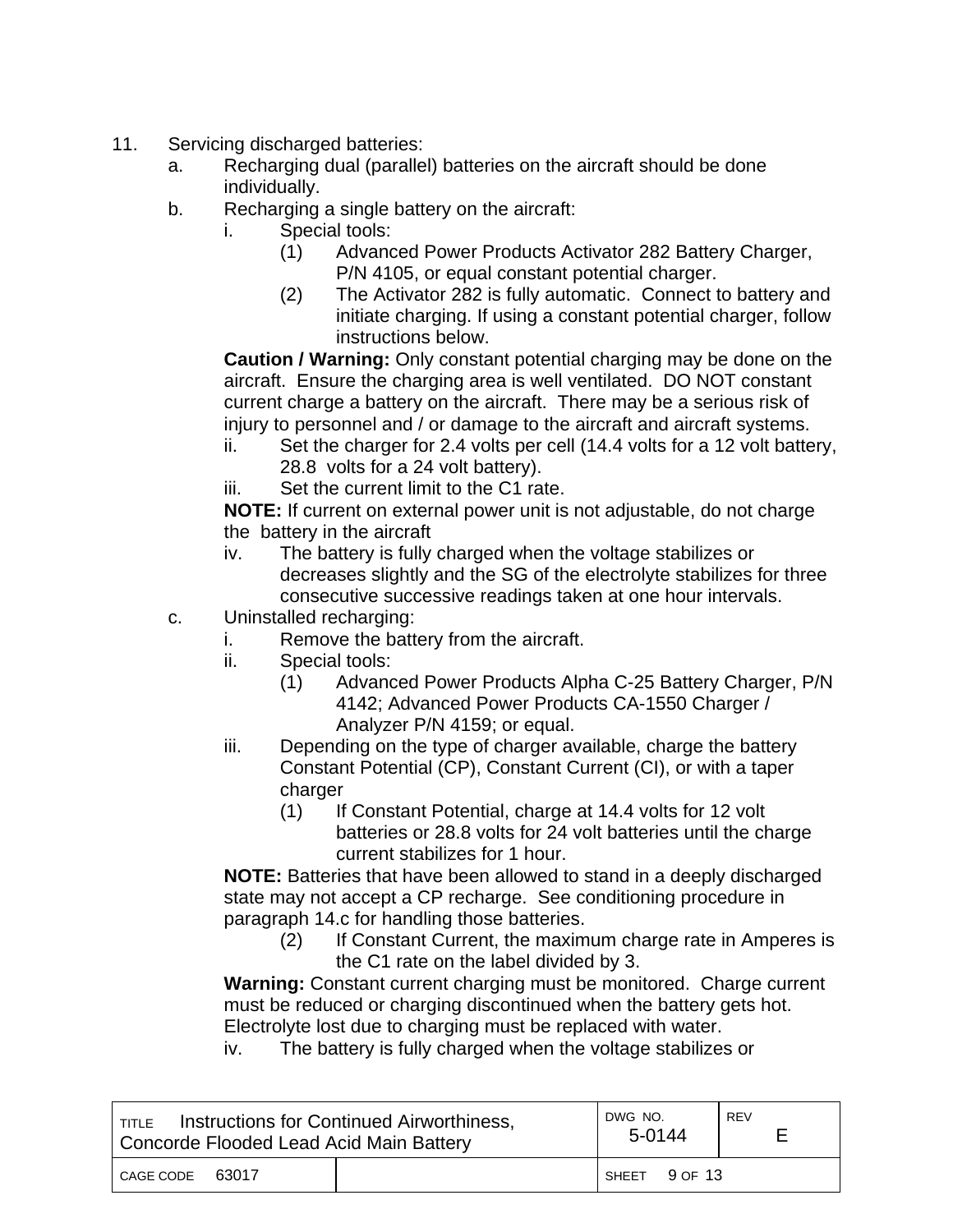11. Servicing discharged batteries:
    a. Recharging dual (parallel) batteries on the aircraft should be done individually.
    b. Recharging a single battery on the aircraft:
        i. Special tools:
            (1) Advanced Power Products Activator 282 Battery Charger, P/N 4105, or equal constant potential charger.
            (2) The Activator 282 is fully automatic. Connect to battery and initiate charging. If using a constant potential charger, follow instructions below.

        **Caution / Warning:** Only constant potential charging may be done on the aircraft. Ensure the charging area is well ventilated. DO NOT constant current charge a battery on the aircraft. There may be a serious risk of injury to personnel and / or damage to the aircraft and aircraft systems.

        ii. Set the charger for 2.4 volts per cell (14.4 volts for a 12 volt battery, 28.8 volts for a 24 volt battery).
        iii. Set the current limit to the C1 rate.

        **NOTE:** If current on external power unit is not adjustable, do not charge the battery in the aircraft

        iv. The battery is fully charged when the voltage stabilizes or decreases slightly and the SG of the electrolyte stabilizes for three consecutive successive readings taken at one hour intervals.
    c. Uninstalled recharging:
        i. Remove the battery from the aircraft.
        ii. Special tools:
            (1) Advanced Power Products Alpha C-25 Battery Charger, P/N 4142; Advanced Power Products CA-1550 Charger / Analyzer P/N 4159; or equal.
        iii. Depending on the type of charger available, charge the battery Constant Potential (CP), Constant Current (CI), or with a taper charger
            (1) If Constant Potential, charge at 14.4 volts for 12 volt batteries or 28.8 volts for 24 volt batteries until the charge current stabilizes for 1 hour.

        **NOTE:** Batteries that have been allowed to stand in a deeply discharged state may not accept a CP recharge. See conditioning procedure in paragraph 14.c for handling those batteries.

            (2) If Constant Current, the maximum charge rate in Amperes is the C1 rate on the label divided by 3.

        **Warning:** Constant current charging must be monitored. Charge current must be reduced or charging discontinued when the battery gets hot. Electrolyte lost due to charging must be replaced with water.

        iv. The battery is fully charged when the voltage stabilizes or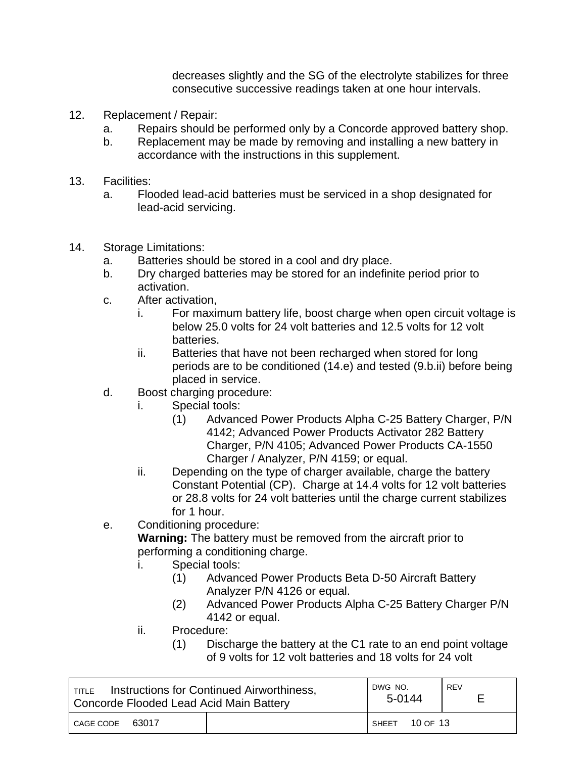decreases slightly and the SG of the electrolyte stabilizes for three consecutive successive readings taken at one hour intervals.

12. Replacement / Repair:
    a. Repairs should be performed only by a Concorde approved battery shop.
    b. Replacement may be made by removing and installing a new battery in accordance with the instructions in this supplement.

13. Facilities:
    a. Flooded lead-acid batteries must be serviced in a shop designated for lead-acid servicing.

14. Storage Limitations:
    a. Batteries should be stored in a cool and dry place.
    b. Dry charged batteries may be stored for an indefinite period prior to activation.
    c. After activation,
        i. For maximum battery life, boost charge when open circuit voltage is below 25.0 volts for 24 volt batteries and 12.5 volts for 12 volt batteries.
        ii. Batteries that have not been recharged when stored for long periods are to be conditioned (14.e) and tested (9.b.ii) before being placed in service.
    d. Boost charging procedure:
        i. Special tools:
            (1) Advanced Power Products Alpha C-25 Battery Charger, P/N 4142; Advanced Power Products Activator 282 Battery Charger, P/N 4105; Advanced Power Products CA-1550 Charger / Analyzer, P/N 4159; or equal.
        ii. Depending on the type of charger available, charge the battery Constant Potential (CP). Charge at 14.4 volts for 12 volt batteries or 28.8 volts for 24 volt batteries until the charge current stabilizes for 1 hour.
    e. Conditioning procedure:
       **Warning:** The battery must be removed from the aircraft prior to performing a conditioning charge.
        i. Special tools:
            (1) Advanced Power Products Beta D-50 Aircraft Battery Analyzer P/N 4126 or equal.
            (2) Advanced Power Products Alpha C-25 Battery Charger P/N 4142 or equal.
        ii. Procedure:
            (1) Discharge the battery at the C1 rate to an end point voltage of 9 volts for 12 volt batteries and 18 volts for 24 volt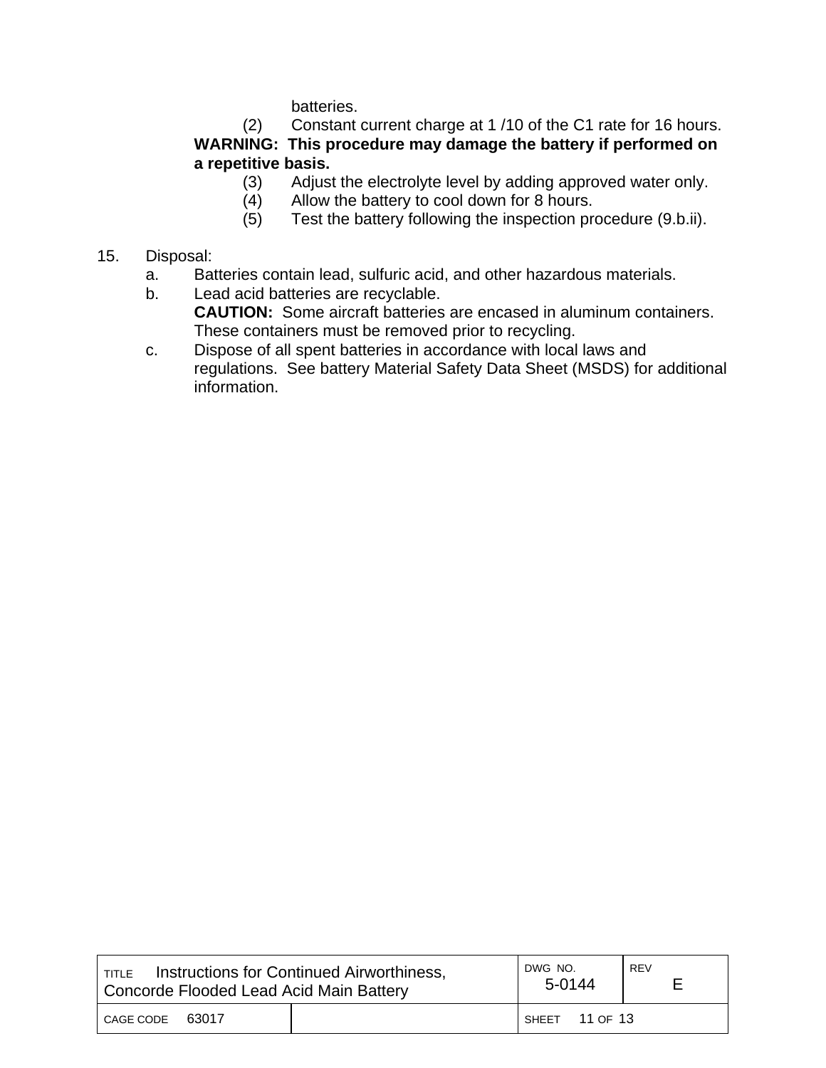batteries.

(2) Constant current charge at 1 /10 of the C1 rate for 16 hours.

**WARNING: This procedure may damage the battery if performed on a repetitive basis.**

(3) Adjust the electrolyte level by adding approved water only.

(4) Allow the battery to cool down for 8 hours.

(5) Test the battery following the inspection procedure (9.b.ii).

15. Disposal:

a. Batteries contain lead, sulfuric acid, and other hazardous materials.

b. Lead acid batteries are recyclable.

**CAUTION:** Some aircraft batteries are encased in aluminum containers. These containers must be removed prior to recycling.

c. Dispose of all spent batteries in accordance with local laws and regulations. See battery Material Safety Data Sheet (MSDS) for additional information.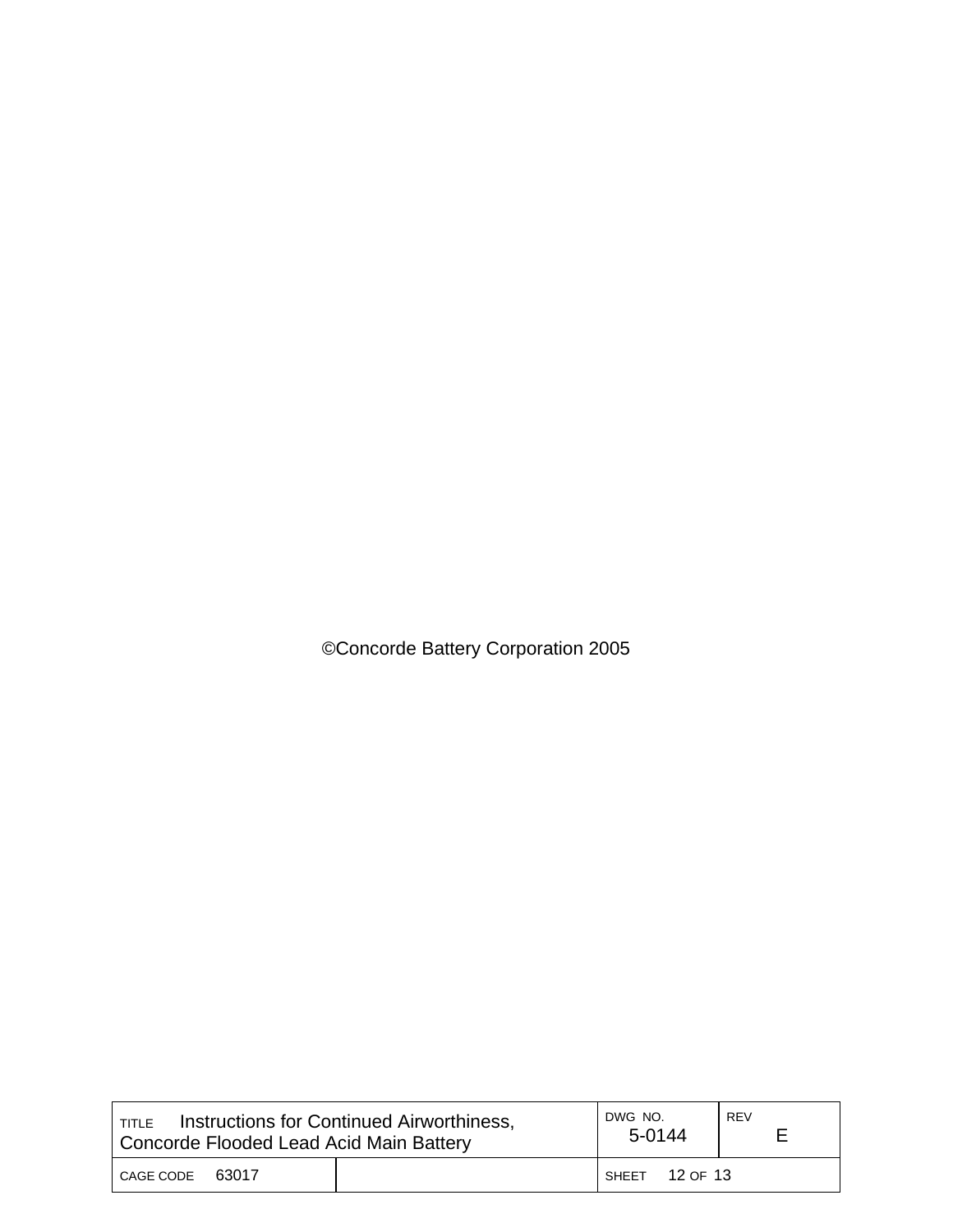©Concorde Battery Corporation 2005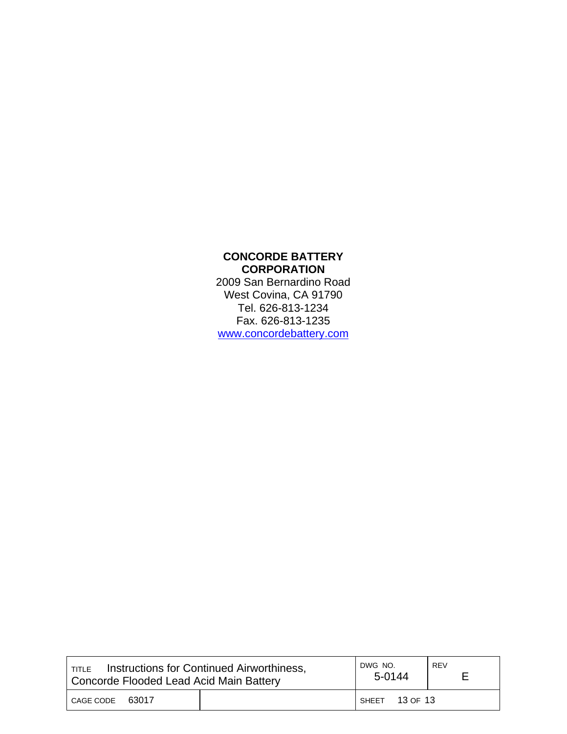**CONCORDE BATTERY CORPORATION**

2009 San Bernardino Road
West Covina, CA 91790
Tel. 626-813-1234
Fax. 626-813-1235
www.concordebattery.com